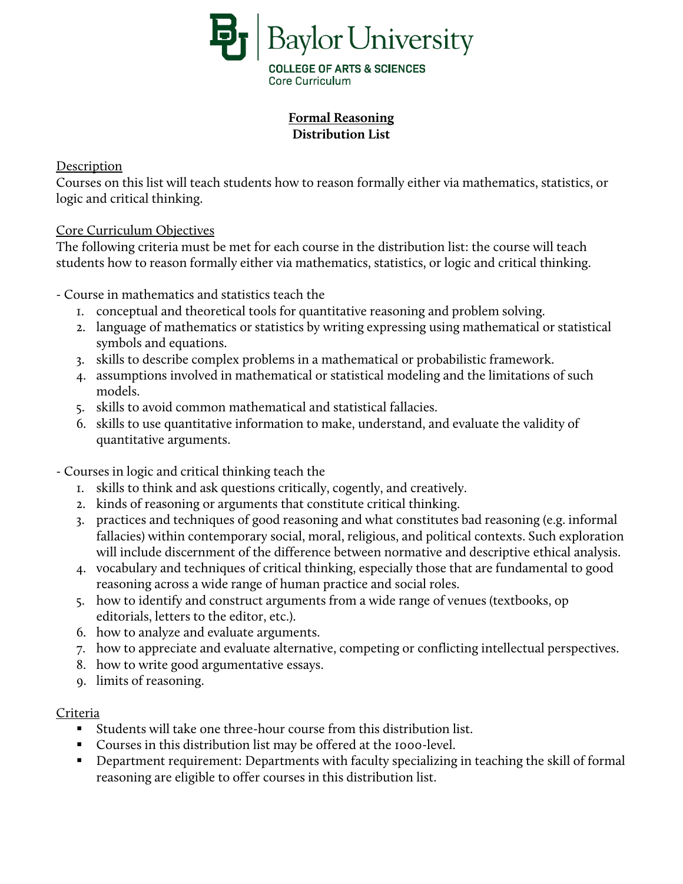Baylor University
COLLEGE OF ARTS & SCIENCES
Core Curriculum

# Formal Reasoning
## Distribution List

Description

Courses on this list will teach students how to reason formally either via mathematics, statistics, or logic and critical thinking.

Core Curriculum Objectives

The following criteria must be met for each course in the distribution list: the course will teach students how to reason formally either via mathematics, statistics, or logic and critical thinking.

- Course in mathematics and statistics teach the
  1. conceptual and theoretical tools for quantitative reasoning and problem solving.
  2. language of mathematics or statistics by writing expressing using mathematical or statistical symbols and equations.
  3. skills to describe complex problems in a mathematical or probabilistic framework.
  4. assumptions involved in mathematical or statistical modeling and the limitations of such models.
  5. skills to avoid common mathematical and statistical fallacies.
  6. skills to use quantitative information to make, understand, and evaluate the validity of quantitative arguments.

- Courses in logic and critical thinking teach the
  1. skills to think and ask questions critically, cogently, and creatively.
  2. kinds of reasoning or arguments that constitute critical thinking.
  3. practices and techniques of good reasoning and what constitutes bad reasoning (e.g. informal fallacies) within contemporary social, moral, religious, and political contexts. Such exploration will include discernment of the difference between normative and descriptive ethical analysis.
  4. vocabulary and techniques of critical thinking, especially those that are fundamental to good reasoning across a wide range of human practice and social roles.
  5. how to identify and construct arguments from a wide range of venues (textbooks, op editorials, letters to the editor, etc.).
  6. how to analyze and evaluate arguments.
  7. how to appreciate and evaluate alternative, competing or conflicting intellectual perspectives.
  8. how to write good argumentative essays.
  9. limits of reasoning.

Criteria

- Students will take one three-hour course from this distribution list.
- Courses in this distribution list may be offered at the 1000-level.
- Department requirement: Departments with faculty specializing in teaching the skill of formal reasoning are eligible to offer courses in this distribution list.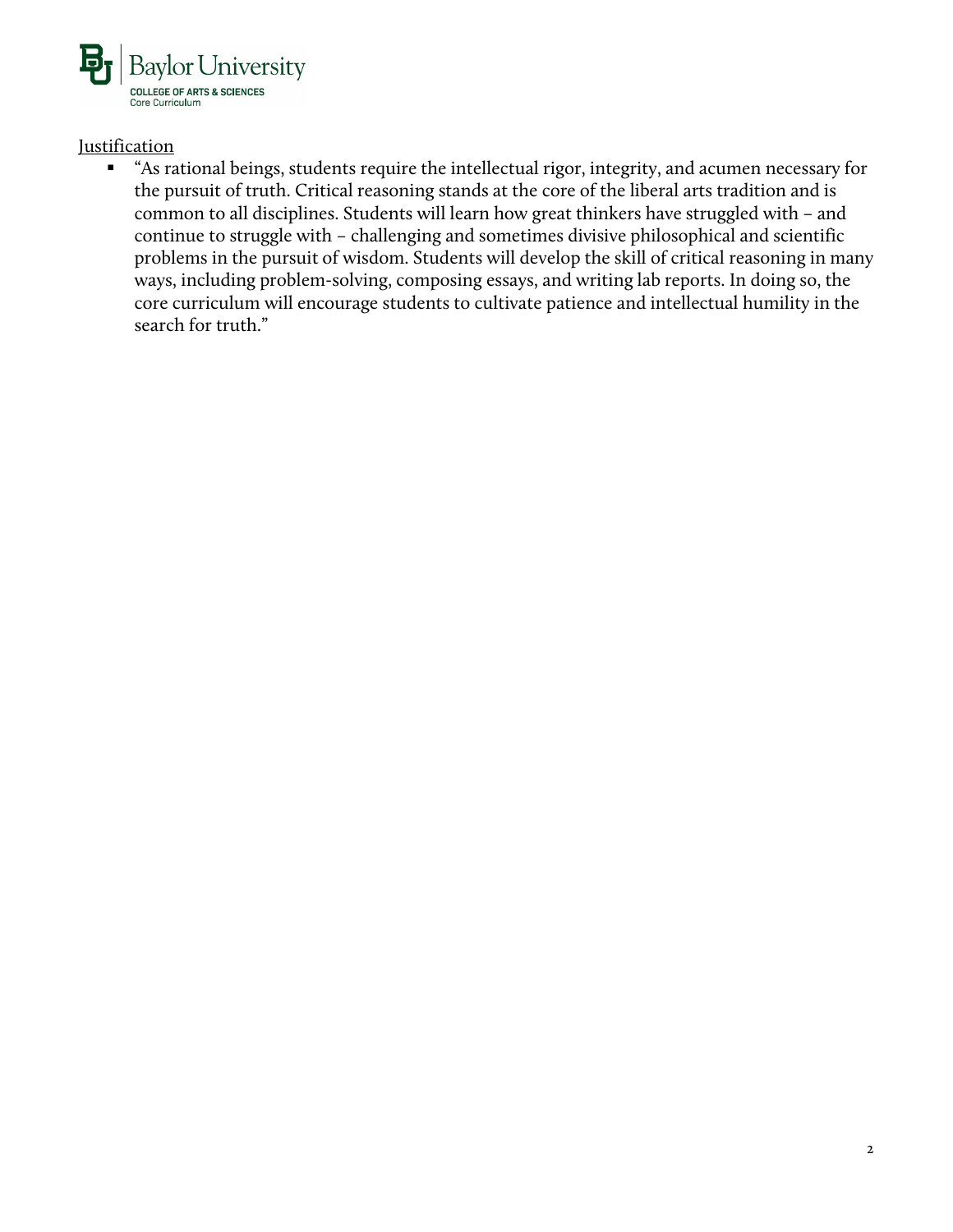Justification

- "As rational beings, students require the intellectual rigor, integrity, and acumen necessary for the pursuit of truth. Critical reasoning stands at the core of the liberal arts tradition and is common to all disciplines. Students will learn how great thinkers have struggled with – and continue to struggle with – challenging and sometimes divisive philosophical and scientific problems in the pursuit of wisdom. Students will develop the skill of critical reasoning in many ways, including problem-solving, composing essays, and writing lab reports. In doing so, the core curriculum will encourage students to cultivate patience and intellectual humility in the search for truth."